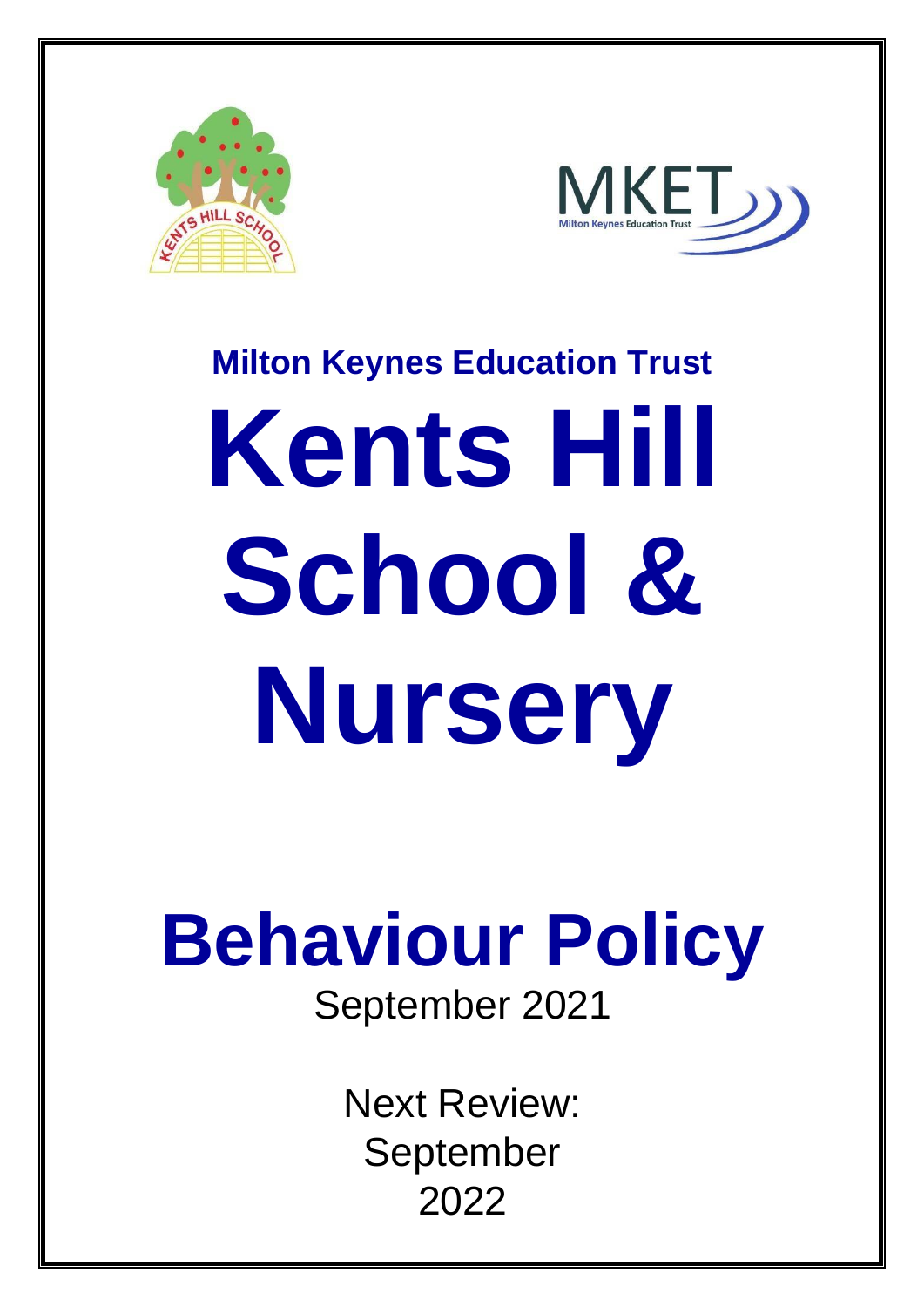**Milton Keynes Education Trust**

# Kents Hill School & Nursery

# Behaviour Policy

September 2021

Next Review: September 2022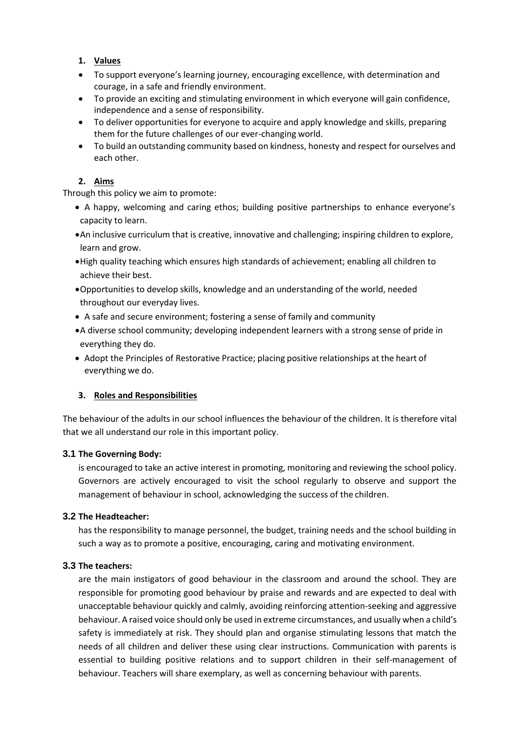## 1. Values

- To support everyone's learning journey, encouraging excellence, with determination and courage, in a safe and friendly environment.
- To provide an exciting and stimulating environment in which everyone will gain confidence, independence and a sense of responsibility.
- To deliver opportunities for everyone to acquire and apply knowledge and skills, preparing them for the future challenges of our ever-changing world.
- To build an outstanding community based on kindness, honesty and respect for ourselves and each other.

## 2. Aims

Through this policy we aim to promote:

- A happy, welcoming and caring ethos; building positive partnerships to enhance everyone's capacity to learn.
- An inclusive curriculum that is creative, innovative and challenging; inspiring children to explore, learn and grow.
- High quality teaching which ensures high standards of achievement; enabling all children to achieve their best.
- Opportunities to develop skills, knowledge and an understanding of the world, needed throughout our everyday lives.
- A safe and secure environment; fostering a sense of family and community
- A diverse school community; developing independent learners with a strong sense of pride in everything they do.
- Adopt the Principles of Restorative Practice; placing positive relationships at the heart of everything we do.

## 3. Roles and Responsibilities

The behaviour of the adults in our school influences the behaviour of the children. It is therefore vital that we all understand our role in this important policy.

### 3.1 The Governing Body:

is encouraged to take an active interest in promoting, monitoring and reviewing the school policy. Governors are actively encouraged to visit the school regularly to observe and support the management of behaviour in school, acknowledging the success of the children.

### 3.2 The Headteacher:

has the responsibility to manage personnel, the budget, training needs and the school building in such a way as to promote a positive, encouraging, caring and motivating environment.

### 3.3 The teachers:

are the main instigators of good behaviour in the classroom and around the school. They are responsible for promoting good behaviour by praise and rewards and are expected to deal with unacceptable behaviour quickly and calmly, avoiding reinforcing attention-seeking and aggressive behaviour. A raised voice should only be used in extreme circumstances, and usually when a child's safety is immediately at risk. They should plan and organise stimulating lessons that match the needs of all children and deliver these using clear instructions. Communication with parents is essential to building positive relations and to support children in their self-management of behaviour. Teachers will share exemplary, as well as concerning behaviour with parents.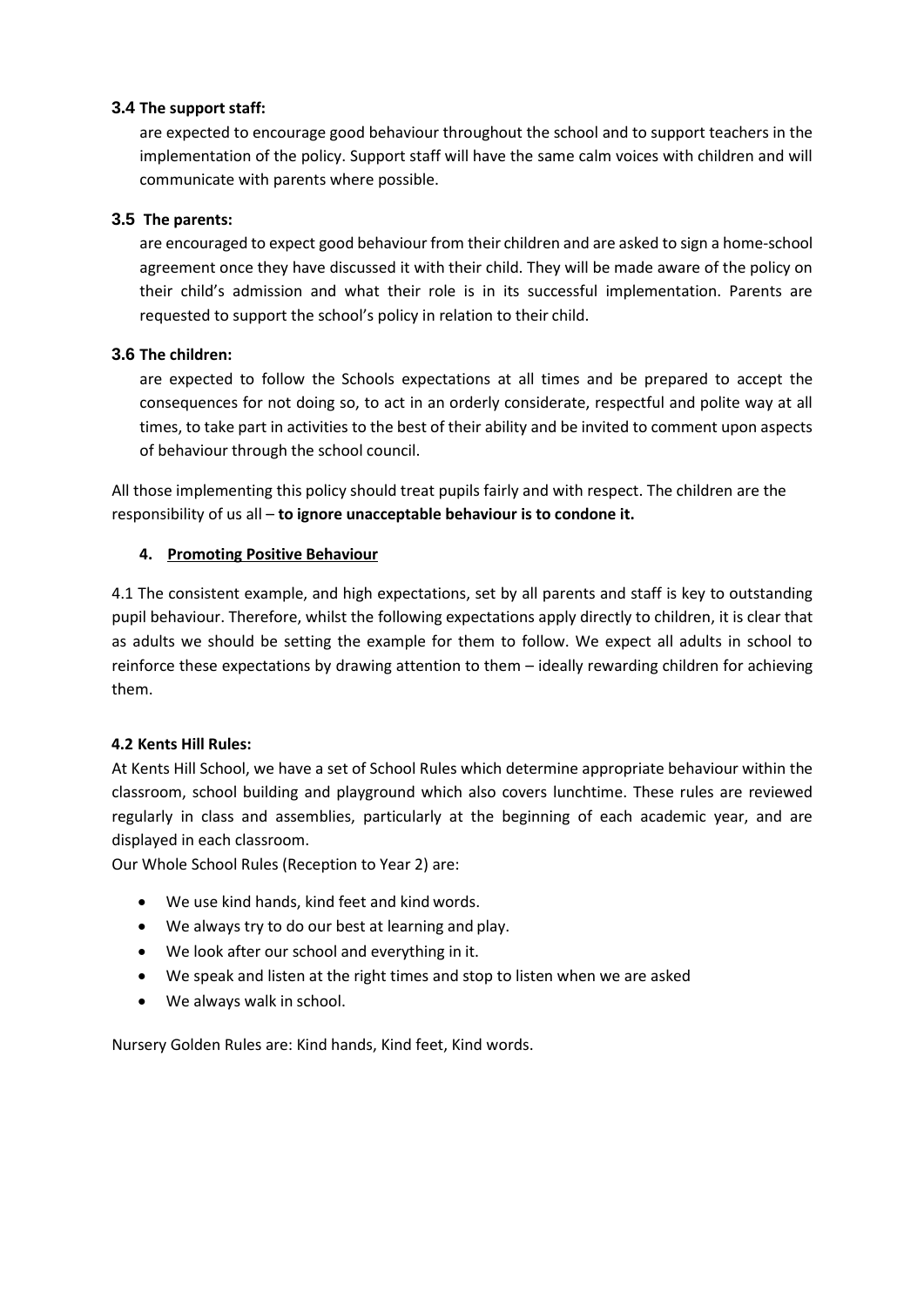### 3.4 The support staff:

are expected to encourage good behaviour throughout the school and to support teachers in the implementation of the policy. Support staff will have the same calm voices with children and will communicate with parents where possible.

### 3.5 The parents:

are encouraged to expect good behaviour from their children and are asked to sign a home-school agreement once they have discussed it with their child. They will be made aware of the policy on their child's admission and what their role is in its successful implementation. Parents are requested to support the school's policy in relation to their child.

### 3.6 The children:

are expected to follow the Schools expectations at all times and be prepared to accept the consequences for not doing so, to act in an orderly considerate, respectful and polite way at all times, to take part in activities to the best of their ability and be invited to comment upon aspects of behaviour through the school council.

All those implementing this policy should treat pupils fairly and with respect. The children are the responsibility of us all – **to ignore unacceptable behaviour is to condone it.**

## 4. Promoting Positive Behaviour

4.1 The consistent example, and high expectations, set by all parents and staff is key to outstanding pupil behaviour. Therefore, whilst the following expectations apply directly to children, it is clear that as adults we should be setting the example for them to follow. We expect all adults in school to reinforce these expectations by drawing attention to them – ideally rewarding children for achieving them.

**4.2 Kents Hill Rules:**

At Kents Hill School, we have a set of School Rules which determine appropriate behaviour within the classroom, school building and playground which also covers lunchtime. These rules are reviewed regularly in class and assemblies, particularly at the beginning of each academic year, and are displayed in each classroom.

Our Whole School Rules (Reception to Year 2) are:

- We use kind hands, kind feet and kind words.
- We always try to do our best at learning and play.
- We look after our school and everything in it.
- We speak and listen at the right times and stop to listen when we are asked
- We always walk in school.

Nursery Golden Rules are: Kind hands, Kind feet, Kind words.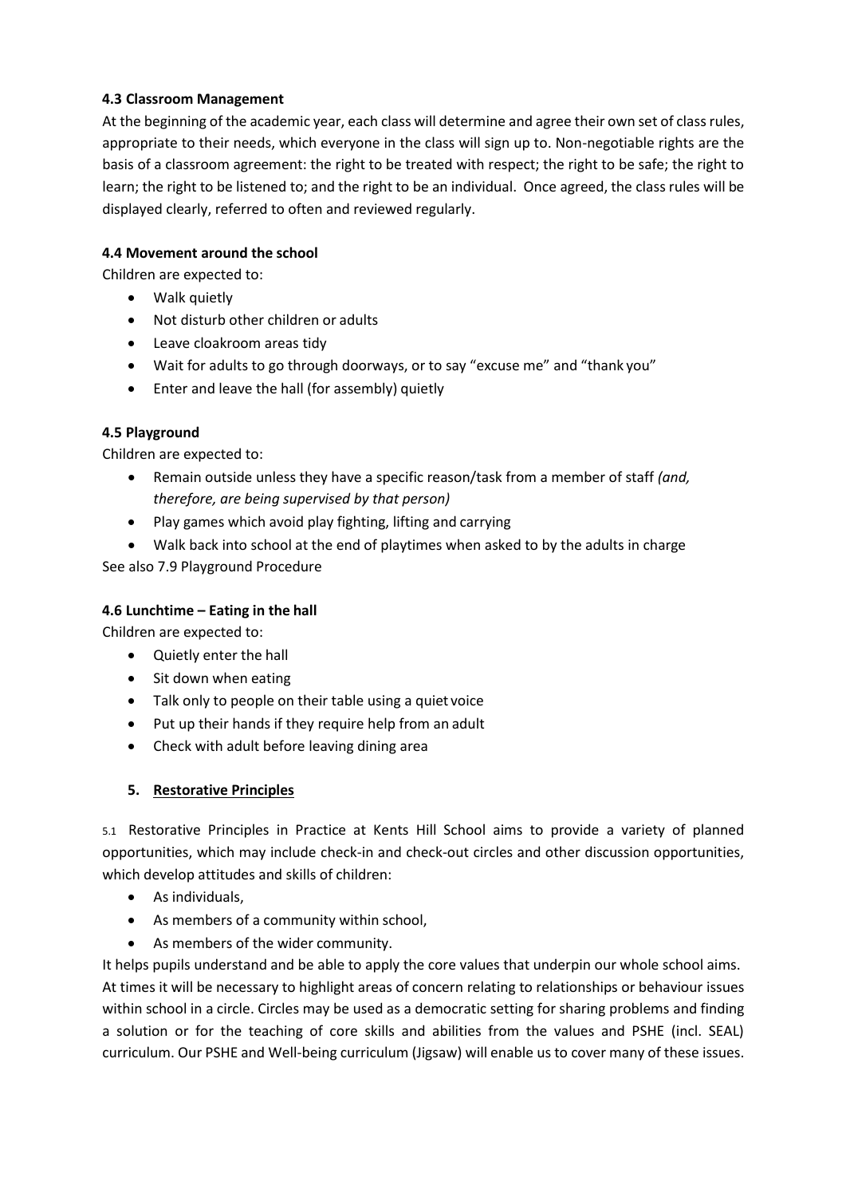**4.3 Classroom Management**

At the beginning of the academic year, each class will determine and agree their own set of class rules, appropriate to their needs, which everyone in the class will sign up to. Non-negotiable rights are the basis of a classroom agreement: the right to be treated with respect; the right to be safe; the right to learn; the right to be listened to; and the right to be an individual. Once agreed, the class rules will be displayed clearly, referred to often and reviewed regularly.

**4.4 Movement around the school**

Children are expected to:

- Walk quietly
- Not disturb other children or adults
- Leave cloakroom areas tidy
- Wait for adults to go through doorways, or to say "excuse me" and "thank you"
- Enter and leave the hall (for assembly) quietly

**4.5 Playground**

Children are expected to:

- Remain outside unless they have a specific reason/task from a member of staff *(and, therefore, are being supervised by that person)*
- Play games which avoid play fighting, lifting and carrying
- Walk back into school at the end of playtimes when asked to by the adults in charge

See also 7.9 Playground Procedure

**4.6 Lunchtime – Eating in the hall**

Children are expected to:

- Quietly enter the hall
- Sit down when eating
- Talk only to people on their table using a quiet voice
- Put up their hands if they require help from an adult
- Check with adult before leaving dining area

## 5. Restorative Principles

5.1 Restorative Principles in Practice at Kents Hill School aims to provide a variety of planned opportunities, which may include check-in and check-out circles and other discussion opportunities, which develop attitudes and skills of children:

- As individuals,
- As members of a community within school,
- As members of the wider community.

It helps pupils understand and be able to apply the core values that underpin our whole school aims. At times it will be necessary to highlight areas of concern relating to relationships or behaviour issues within school in a circle. Circles may be used as a democratic setting for sharing problems and finding a solution or for the teaching of core skills and abilities from the values and PSHE (incl. SEAL) curriculum. Our PSHE and Well-being curriculum (Jigsaw) will enable us to cover many of these issues.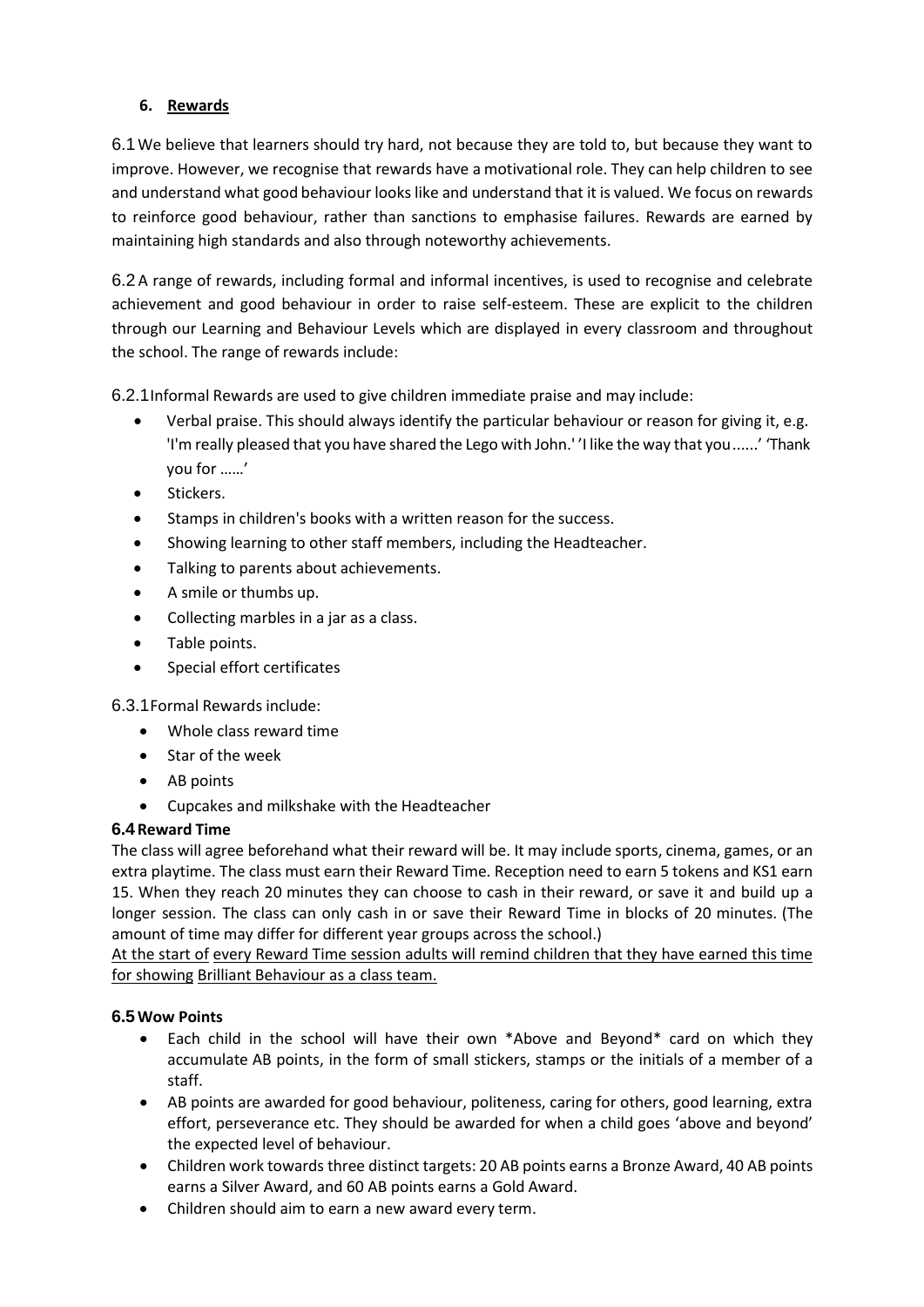## 6. Rewards

6.1 We believe that learners should try hard, not because they are told to, but because they want to improve. However, we recognise that rewards have a motivational role. They can help children to see and understand what good behaviour looks like and understand that it is valued. We focus on rewards to reinforce good behaviour, rather than sanctions to emphasise failures. Rewards are earned by maintaining high standards and also through noteworthy achievements.

6.2 A range of rewards, including formal and informal incentives, is used to recognise and celebrate achievement and good behaviour in order to raise self-esteem. These are explicit to the children through our Learning and Behaviour Levels which are displayed in every classroom and throughout the school. The range of rewards include:

6.2.1 Informal Rewards are used to give children immediate praise and may include:

- Verbal praise. This should always identify the particular behaviour or reason for giving it, e.g. 'I'm really pleased that you have shared the Lego with John.' 'I like the way that you......' 'Thank you for ……'
- Stickers.
- Stamps in children's books with a written reason for the success.
- Showing learning to other staff members, including the Headteacher.
- Talking to parents about achievements.
- A smile or thumbs up.
- Collecting marbles in a jar as a class.
- Table points.
- Special effort certificates

6.3.1 Formal Rewards include:

- Whole class reward time
- Star of the week
- AB points
- Cupcakes and milkshake with the Headteacher

**6.4 Reward Time**

The class will agree beforehand what their reward will be. It may include sports, cinema, games, or an extra playtime. The class must earn their Reward Time. Reception need to earn 5 tokens and KS1 earn 15. When they reach 20 minutes they can choose to cash in their reward, or save it and build up a longer session. The class can only cash in or save their Reward Time in blocks of 20 minutes. (The amount of time may differ for different year groups across the school.)

<u>At the start of every Reward Time session adults will remind children that they have earned this time for showing Brilliant Behaviour as a class team.</u>

**6.5 Wow Points**

- Each child in the school will have their own *Above and Beyond* card on which they accumulate AB points, in the form of small stickers, stamps or the initials of a member of a staff.
- AB points are awarded for good behaviour, politeness, caring for others, good learning, extra effort, perseverance etc. They should be awarded for when a child goes 'above and beyond' the expected level of behaviour.
- Children work towards three distinct targets: 20 AB points earns a Bronze Award, 40 AB points earns a Silver Award, and 60 AB points earns a Gold Award.
- Children should aim to earn a new award every term.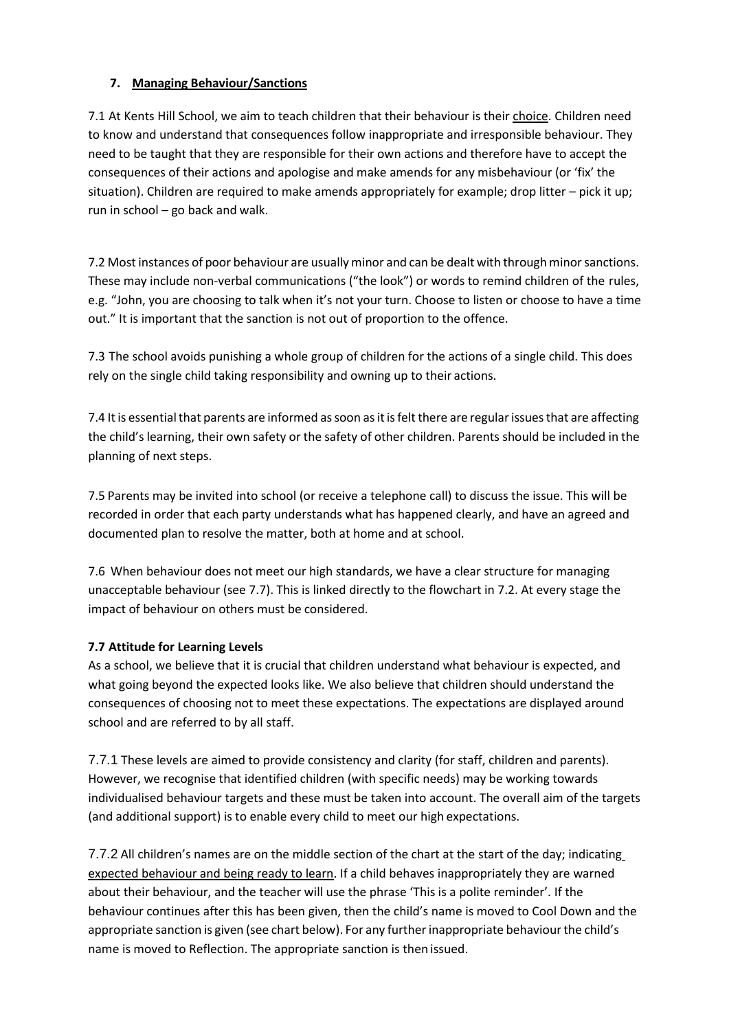## 7. **Managing Behaviour/Sanctions**

7.1 At Kents Hill School, we aim to teach children that their behaviour is their choice. Children need to know and understand that consequences follow inappropriate and irresponsible behaviour. They need to be taught that they are responsible for their own actions and therefore have to accept the consequences of their actions and apologise and make amends for any misbehaviour (or 'fix' the situation). Children are required to make amends appropriately for example; drop litter – pick it up; run in school – go back and walk.

7.2 Most instances of poor behaviour are usually minor and can be dealt with through minor sanctions. These may include non-verbal communications ("the look") or words to remind children of the rules, e.g. "John, you are choosing to talk when it's not your turn. Choose to listen or choose to have a time out." It is important that the sanction is not out of proportion to the offence.

7.3 The school avoids punishing a whole group of children for the actions of a single child. This does rely on the single child taking responsibility and owning up to their actions.

7.4 It is essential that parents are informed as soon as it is felt there are regular issues that are affecting the child's learning, their own safety or the safety of other children. Parents should be included in the planning of next steps.

7.5 Parents may be invited into school (or receive a telephone call) to discuss the issue. This will be recorded in order that each party understands what has happened clearly, and have an agreed and documented plan to resolve the matter, both at home and at school.

7.6 When behaviour does not meet our high standards, we have a clear structure for managing unacceptable behaviour (see 7.7). This is linked directly to the flowchart in 7.2. At every stage the impact of behaviour on others must be considered.

### 7.7 Attitude for Learning Levels

As a school, we believe that it is crucial that children understand what behaviour is expected, and what going beyond the expected looks like. We also believe that children should understand the consequences of choosing not to meet these expectations. The expectations are displayed around school and are referred to by all staff.

7.7.1 These levels are aimed to provide consistency and clarity (for staff, children and parents). However, we recognise that identified children (with specific needs) may be working towards individualised behaviour targets and these must be taken into account. The overall aim of the targets (and additional support) is to enable every child to meet our high expectations.

7.7.2 All children's names are on the middle section of the chart at the start of the day; indicating expected behaviour and being ready to learn. If a child behaves inappropriately they are warned about their behaviour, and the teacher will use the phrase 'This is a polite reminder'. If the behaviour continues after this has been given, then the child's name is moved to Cool Down and the appropriate sanction is given (see chart below). For any further inappropriate behaviour the child's name is moved to Reflection. The appropriate sanction is then issued.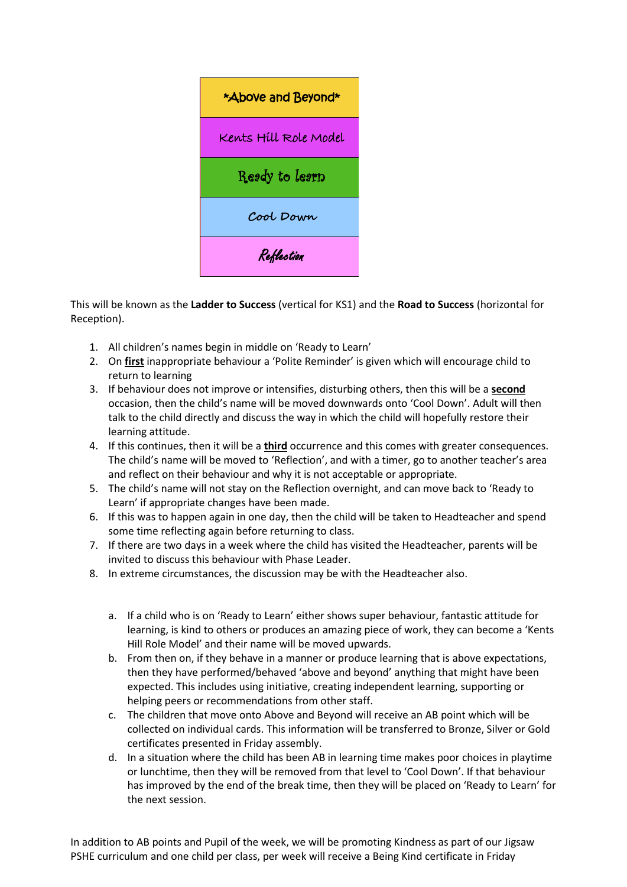| *Above and Beyond* |
| --- |
| Kents Hill Role Model |
| Ready to learn |
| Cool Down |
| Reflection |

This will be known as the **Ladder to Success** (vertical for KS1) and the **Road to Success** (horizontal for Reception).

1. All children's names begin in middle on 'Ready to Learn'
2. On **first** inappropriate behaviour a 'Polite Reminder' is given which will encourage child to return to learning
3. If behaviour does not improve or intensifies, disturbing others, then this will be a **second** occasion, then the child's name will be moved downwards onto 'Cool Down'. Adult will then talk to the child directly and discuss the way in which the child will hopefully restore their learning attitude.
4. If this continues, then it will be a **third** occurrence and this comes with greater consequences. The child's name will be moved to 'Reflection', and with a timer, go to another teacher's area and reflect on their behaviour and why it is not acceptable or appropriate.
5. The child's name will not stay on the Reflection overnight, and can move back to 'Ready to Learn' if appropriate changes have been made.
6. If this was to happen again in one day, then the child will be taken to Headteacher and spend some time reflecting again before returning to class.
7. If there are two days in a week where the child has visited the Headteacher, parents will be invited to discuss this behaviour with Phase Leader.
8. In extreme circumstances, the discussion may be with the Headteacher also.

   a. If a child who is on 'Ready to Learn' either shows super behaviour, fantastic attitude for learning, is kind to others or produces an amazing piece of work, they can become a 'Kents Hill Role Model' and their name will be moved upwards.
   b. From then on, if they behave in a manner or produce learning that is above expectations, then they have performed/behaved 'above and beyond' anything that might have been expected. This includes using initiative, creating independent learning, supporting or helping peers or recommendations from other staff.
   c. The children that move onto Above and Beyond will receive an AB point which will be collected on individual cards. This information will be transferred to Bronze, Silver or Gold certificates presented in Friday assembly.
   d. In a situation where the child has been AB in learning time makes poor choices in playtime or lunchtime, then they will be removed from that level to 'Cool Down'. If that behaviour has improved by the end of the break time, then they will be placed on 'Ready to Learn' for the next session.

In addition to AB points and Pupil of the week, we will be promoting Kindness as part of our Jigsaw PSHE curriculum and one child per class, per week will receive a Being Kind certificate in Friday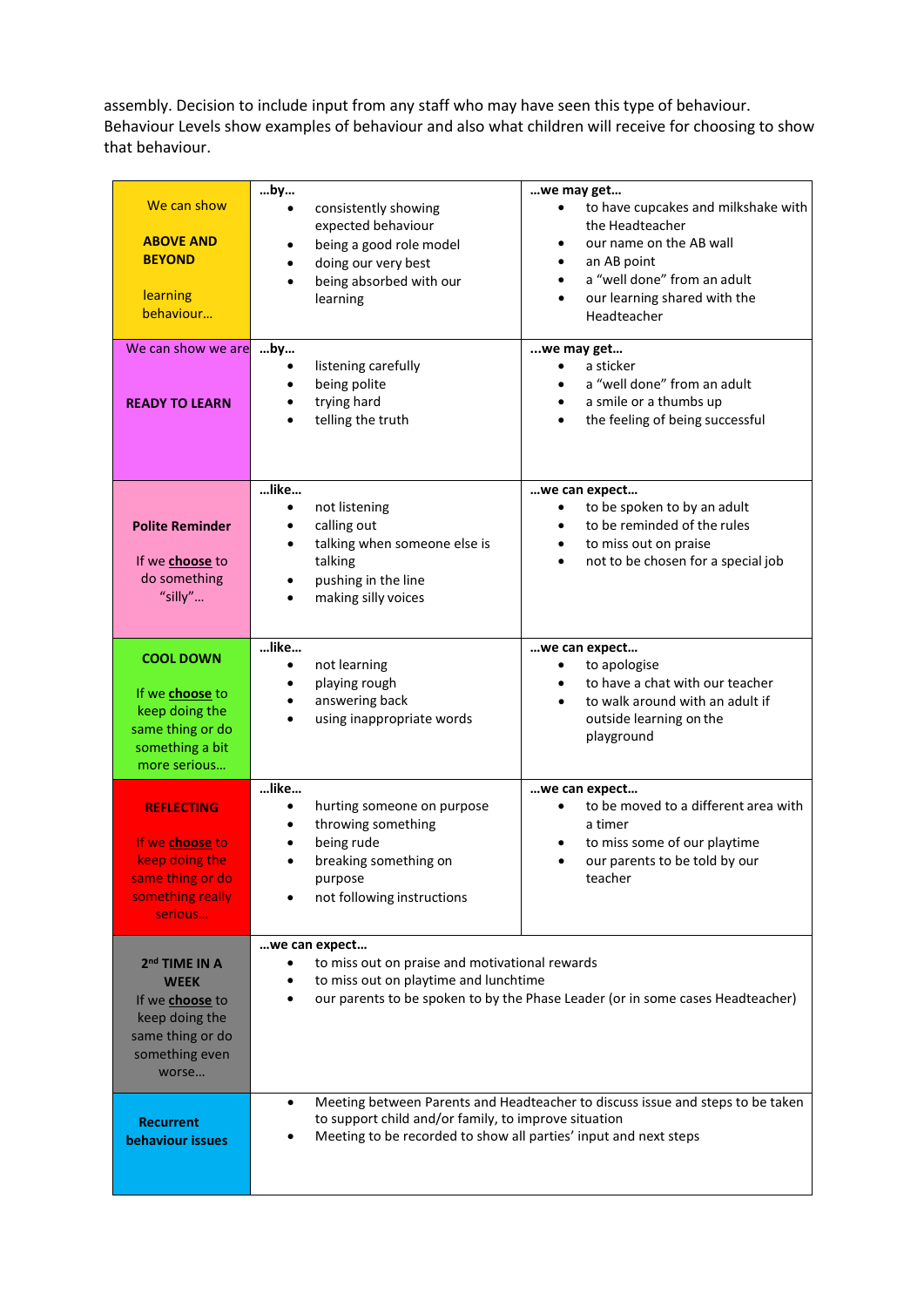assembly. Decision to include input from any staff who may have seen this type of behaviour. Behaviour Levels show examples of behaviour and also what children will receive for choosing to show that behaviour.

| | | |
|---|---|---|
| We can show **ABOVE AND BEYOND** learning behaviour… | **…by…**<br>• consistently showing expected behaviour<br>• being a good role model<br>• doing our very best<br>• being absorbed with our learning | **…we may get…**<br>• to have cupcakes and milkshake with the Headteacher<br>• our name on the AB wall<br>• an AB point<br>• a "well done" from an adult<br>• our learning shared with the Headteacher |
| We can show we are **READY TO LEARN** | **…by…**<br>• listening carefully<br>• being polite<br>• trying hard<br>• telling the truth | **…we may get…**<br>• a sticker<br>• a "well done" from an adult<br>• a smile or a thumbs up<br>• the feeling of being successful |
| **Polite Reminder** If we **choose** to do something "silly"… | **…like…**<br>• not listening<br>• calling out<br>• talking when someone else is talking<br>• pushing in the line<br>• making silly voices | **…we can expect…**<br>• to be spoken to by an adult<br>• to be reminded of the rules<br>• to miss out on praise<br>• not to be chosen for a special job |
| **COOL DOWN** If we **choose** to keep doing the same thing or do something a bit more serious… | **…like…**<br>• not learning<br>• playing rough<br>• answering back<br>• using inappropriate words | **…we can expect…**<br>• to apologise<br>• to have a chat with our teacher<br>• to walk around with an adult if outside learning on the playground |
| **REFLECTING** If we **choose** to keep doing the same thing or do something really serious… | **…like…**<br>• hurting someone on purpose<br>• throwing something<br>• being rude<br>• breaking something on purpose<br>• not following instructions | **…we can expect…**<br>• to be moved to a different area with a timer<br>• to miss some of our playtime<br>• our parents to be told by our teacher |
| **2nd TIME IN A WEEK** If we **choose** to keep doing the same thing or do something even worse… | **…we can expect…**<br>• to miss out on praise and motivational rewards<br>• to miss out on playtime and lunchtime<br>• our parents to be spoken to by the Phase Leader (or in some cases Headteacher) | |
| **Recurrent behaviour issues** | • Meeting between Parents and Headteacher to discuss issue and steps to be taken to support child and/or family, to improve situation<br>• Meeting to be recorded to show all parties' input and next steps | |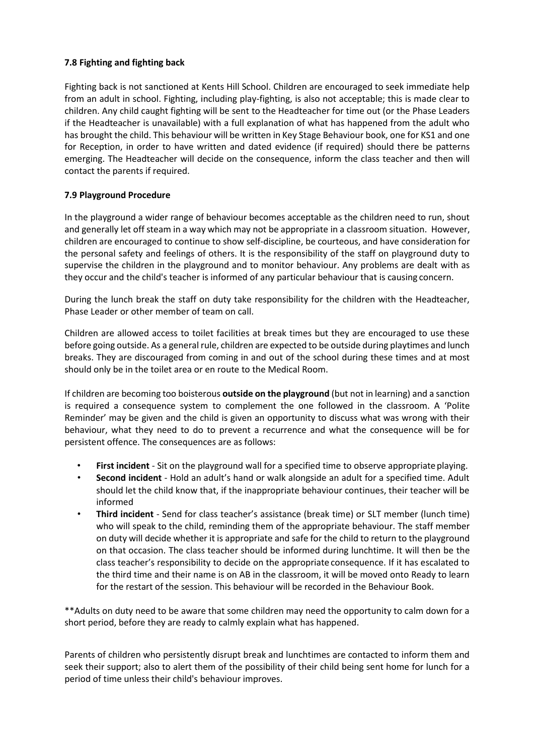**7.8 Fighting and fighting back**

Fighting back is not sanctioned at Kents Hill School. Children are encouraged to seek immediate help from an adult in school. Fighting, including play-fighting, is also not acceptable; this is made clear to children. Any child caught fighting will be sent to the Headteacher for time out (or the Phase Leaders if the Headteacher is unavailable) with a full explanation of what has happened from the adult who has brought the child. This behaviour will be written in Key Stage Behaviour book, one for KS1 and one for Reception, in order to have written and dated evidence (if required) should there be patterns emerging. The Headteacher will decide on the consequence, inform the class teacher and then will contact the parents if required.

**7.9 Playground Procedure**

In the playground a wider range of behaviour becomes acceptable as the children need to run, shout and generally let off steam in a way which may not be appropriate in a classroom situation. However, children are encouraged to continue to show self-discipline, be courteous, and have consideration for the personal safety and feelings of others. It is the responsibility of the staff on playground duty to supervise the children in the playground and to monitor behaviour. Any problems are dealt with as they occur and the child's teacher is informed of any particular behaviour that is causing concern.

During the lunch break the staff on duty take responsibility for the children with the Headteacher, Phase Leader or other member of team on call.

Children are allowed access to toilet facilities at break times but they are encouraged to use these before going outside. As a general rule, children are expected to be outside during playtimes and lunch breaks. They are discouraged from coming in and out of the school during these times and at most should only be in the toilet area or en route to the Medical Room.

If children are becoming too boisterous **outside on the playground** (but not in learning) and a sanction is required a consequence system to complement the one followed in the classroom. A 'Polite Reminder' may be given and the child is given an opportunity to discuss what was wrong with their behaviour, what they need to do to prevent a recurrence and what the consequence will be for persistent offence. The consequences are as follows:

- **First incident** - Sit on the playground wall for a specified time to observe appropriate playing.
- **Second incident** - Hold an adult's hand or walk alongside an adult for a specified time. Adult should let the child know that, if the inappropriate behaviour continues, their teacher will be informed
- **Third incident** - Send for class teacher's assistance (break time) or SLT member (lunch time) who will speak to the child, reminding them of the appropriate behaviour. The staff member on duty will decide whether it is appropriate and safe for the child to return to the playground on that occasion. The class teacher should be informed during lunchtime. It will then be the class teacher's responsibility to decide on the appropriate consequence. If it has escalated to the third time and their name is on AB in the classroom, it will be moved onto Ready to learn for the restart of the session. This behaviour will be recorded in the Behaviour Book.

**Adults on duty need to be aware that some children may need the opportunity to calm down for a short period, before they are ready to calmly explain what has happened.

Parents of children who persistently disrupt break and lunchtimes are contacted to inform them and seek their support; also to alert them of the possibility of their child being sent home for lunch for a period of time unless their child's behaviour improves.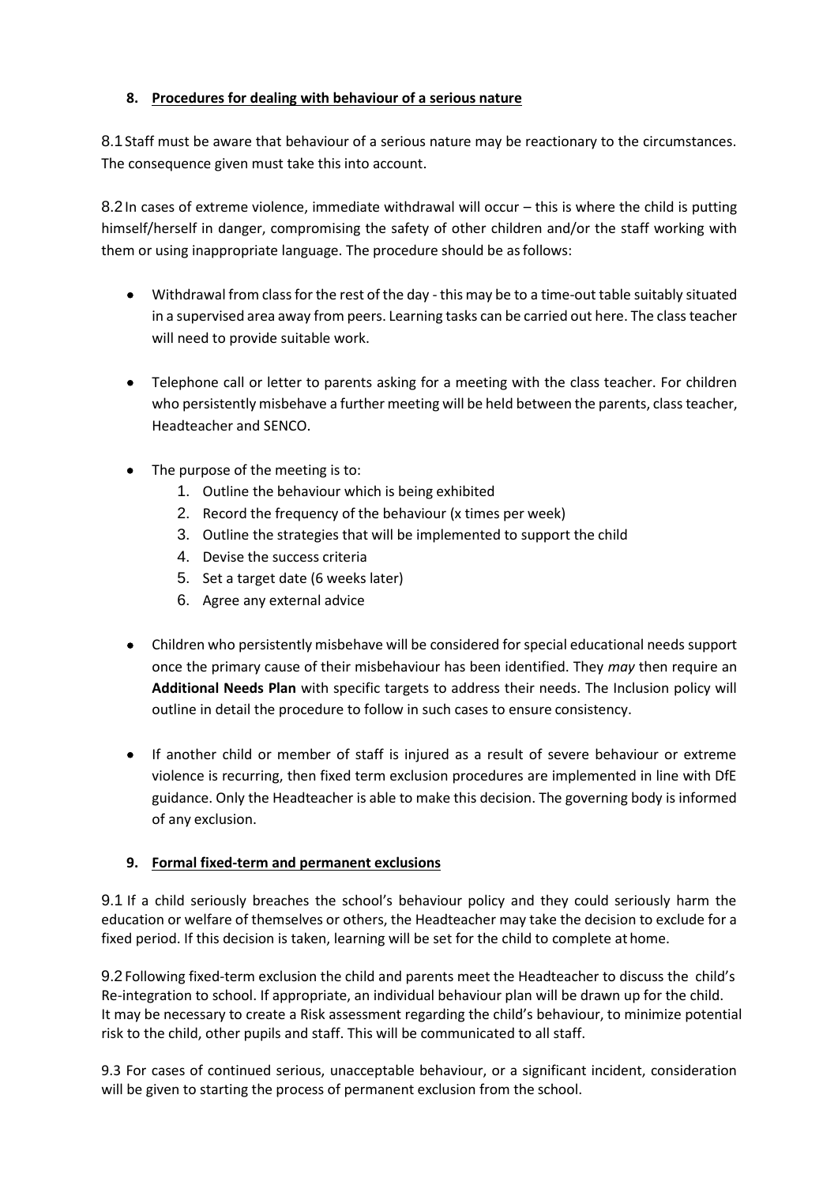## 8. Procedures for dealing with behaviour of a serious nature

8.1 Staff must be aware that behaviour of a serious nature may be reactionary to the circumstances. The consequence given must take this into account.

8.2 In cases of extreme violence, immediate withdrawal will occur – this is where the child is putting himself/herself in danger, compromising the safety of other children and/or the staff working with them or using inappropriate language. The procedure should be as follows:

- Withdrawal from class for the rest of the day - this may be to a time-out table suitably situated in a supervised area away from peers. Learning tasks can be carried out here. The class teacher will need to provide suitable work.
- Telephone call or letter to parents asking for a meeting with the class teacher. For children who persistently misbehave a further meeting will be held between the parents, class teacher, Headteacher and SENCO.
- The purpose of the meeting is to:
  1. Outline the behaviour which is being exhibited
  2. Record the frequency of the behaviour (x times per week)
  3. Outline the strategies that will be implemented to support the child
  4. Devise the success criteria
  5. Set a target date (6 weeks later)
  6. Agree any external advice
- Children who persistently misbehave will be considered for special educational needs support once the primary cause of their misbehaviour has been identified. They *may* then require an **Additional Needs Plan** with specific targets to address their needs. The Inclusion policy will outline in detail the procedure to follow in such cases to ensure consistency.
- If another child or member of staff is injured as a result of severe behaviour or extreme violence is recurring, then fixed term exclusion procedures are implemented in line with DfE guidance. Only the Headteacher is able to make this decision. The governing body is informed of any exclusion.

## 9. Formal fixed-term and permanent exclusions

9.1 If a child seriously breaches the school's behaviour policy and they could seriously harm the education or welfare of themselves or others, the Headteacher may take the decision to exclude for a fixed period. If this decision is taken, learning will be set for the child to complete at home.

9.2 Following fixed-term exclusion the child and parents meet the Headteacher to discuss the child's Re-integration to school. If appropriate, an individual behaviour plan will be drawn up for the child. It may be necessary to create a Risk assessment regarding the child's behaviour, to minimize potential risk to the child, other pupils and staff. This will be communicated to all staff.

9.3 For cases of continued serious, unacceptable behaviour, or a significant incident, consideration will be given to starting the process of permanent exclusion from the school.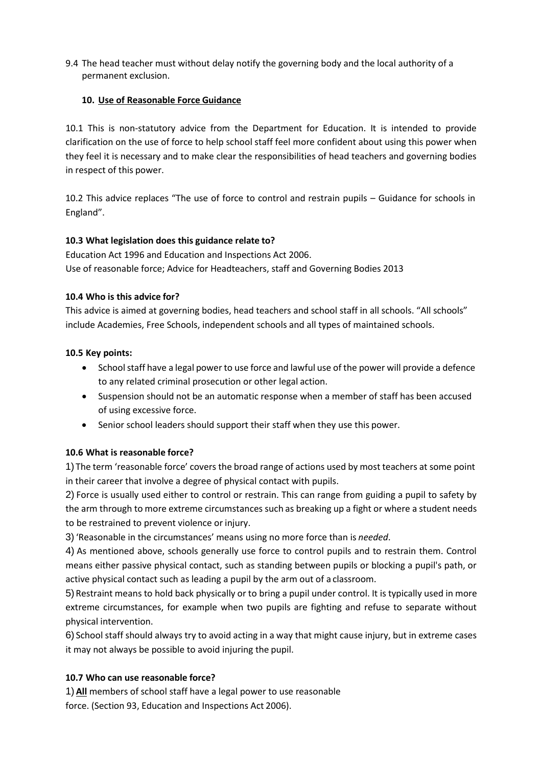9.4 The head teacher must without delay notify the governing body and the local authority of a permanent exclusion.

## 10. Use of Reasonable Force Guidance

10.1 This is non-statutory advice from the Department for Education. It is intended to provide clarification on the use of force to help school staff feel more confident about using this power when they feel it is necessary and to make clear the responsibilities of head teachers and governing bodies in respect of this power.

10.2 This advice replaces "The use of force to control and restrain pupils – Guidance for schools in England".

### 10.3 What legislation does this guidance relate to?

Education Act 1996 and Education and Inspections Act 2006.
Use of reasonable force; Advice for Headteachers, staff and Governing Bodies 2013

### 10.4 Who is this advice for?

This advice is aimed at governing bodies, head teachers and school staff in all schools. "All schools" include Academies, Free Schools, independent schools and all types of maintained schools.

### 10.5 Key points:

- School staff have a legal power to use force and lawful use of the power will provide a defence to any related criminal prosecution or other legal action.
- Suspension should not be an automatic response when a member of staff has been accused of using excessive force.
- Senior school leaders should support their staff when they use this power.

### 10.6 What is reasonable force?

1) The term 'reasonable force' covers the broad range of actions used by most teachers at some point in their career that involve a degree of physical contact with pupils.

2) Force is usually used either to control or restrain. This can range from guiding a pupil to safety by the arm through to more extreme circumstances such as breaking up a fight or where a student needs to be restrained to prevent violence or injury.

3) 'Reasonable in the circumstances' means using no more force than is *needed*.

4) As mentioned above, schools generally use force to control pupils and to restrain them. Control means either passive physical contact, such as standing between pupils or blocking a pupil's path, or active physical contact such as leading a pupil by the arm out of a classroom.

5) Restraint means to hold back physically or to bring a pupil under control. It is typically used in more extreme circumstances, for example when two pupils are fighting and refuse to separate without physical intervention.

6) School staff should always try to avoid acting in a way that might cause injury, but in extreme cases it may not always be possible to avoid injuring the pupil.

### 10.7 Who can use reasonable force?

1) **All** members of school staff have a legal power to use reasonable force. (Section 93, Education and Inspections Act 2006).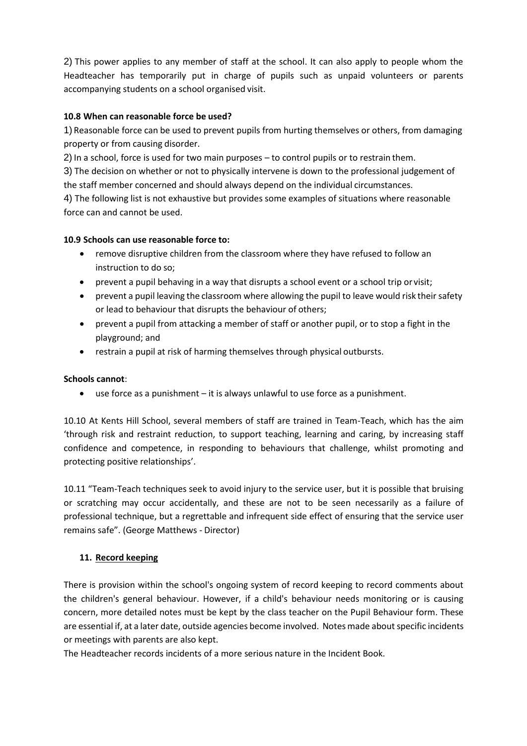2) This power applies to any member of staff at the school. It can also apply to people whom the Headteacher has temporarily put in charge of pupils such as unpaid volunteers or parents accompanying students on a school organised visit.

**10.8 When can reasonable force be used?**

1) Reasonable force can be used to prevent pupils from hurting themselves or others, from damaging property or from causing disorder.

2) In a school, force is used for two main purposes – to control pupils or to restrain them.

3) The decision on whether or not to physically intervene is down to the professional judgement of the staff member concerned and should always depend on the individual circumstances.

4) The following list is not exhaustive but provides some examples of situations where reasonable force can and cannot be used.

**10.9 Schools can use reasonable force to:**

- remove disruptive children from the classroom where they have refused to follow an instruction to do so;
- prevent a pupil behaving in a way that disrupts a school event or a school trip or visit;
- prevent a pupil leaving the classroom where allowing the pupil to leave would risk their safety or lead to behaviour that disrupts the behaviour of others;
- prevent a pupil from attacking a member of staff or another pupil, or to stop a fight in the playground; and
- restrain a pupil at risk of harming themselves through physical outbursts.

**Schools cannot**:

- use force as a punishment – it is always unlawful to use force as a punishment.

10.10 At Kents Hill School, several members of staff are trained in Team-Teach, which has the aim 'through risk and restraint reduction, to support teaching, learning and caring, by increasing staff confidence and competence, in responding to behaviours that challenge, whilst promoting and protecting positive relationships'.

10.11 "Team-Teach techniques seek to avoid injury to the service user, but it is possible that bruising or scratching may occur accidentally, and these are not to be seen necessarily as a failure of professional technique, but a regrettable and infrequent side effect of ensuring that the service user remains safe". (George Matthews - Director)

## 11. Record keeping

There is provision within the school's ongoing system of record keeping to record comments about the children's general behaviour. However, if a child's behaviour needs monitoring or is causing concern, more detailed notes must be kept by the class teacher on the Pupil Behaviour form. These are essential if, at a later date, outside agencies become involved. Notes made about specific incidents or meetings with parents are also kept.

The Headteacher records incidents of a more serious nature in the Incident Book.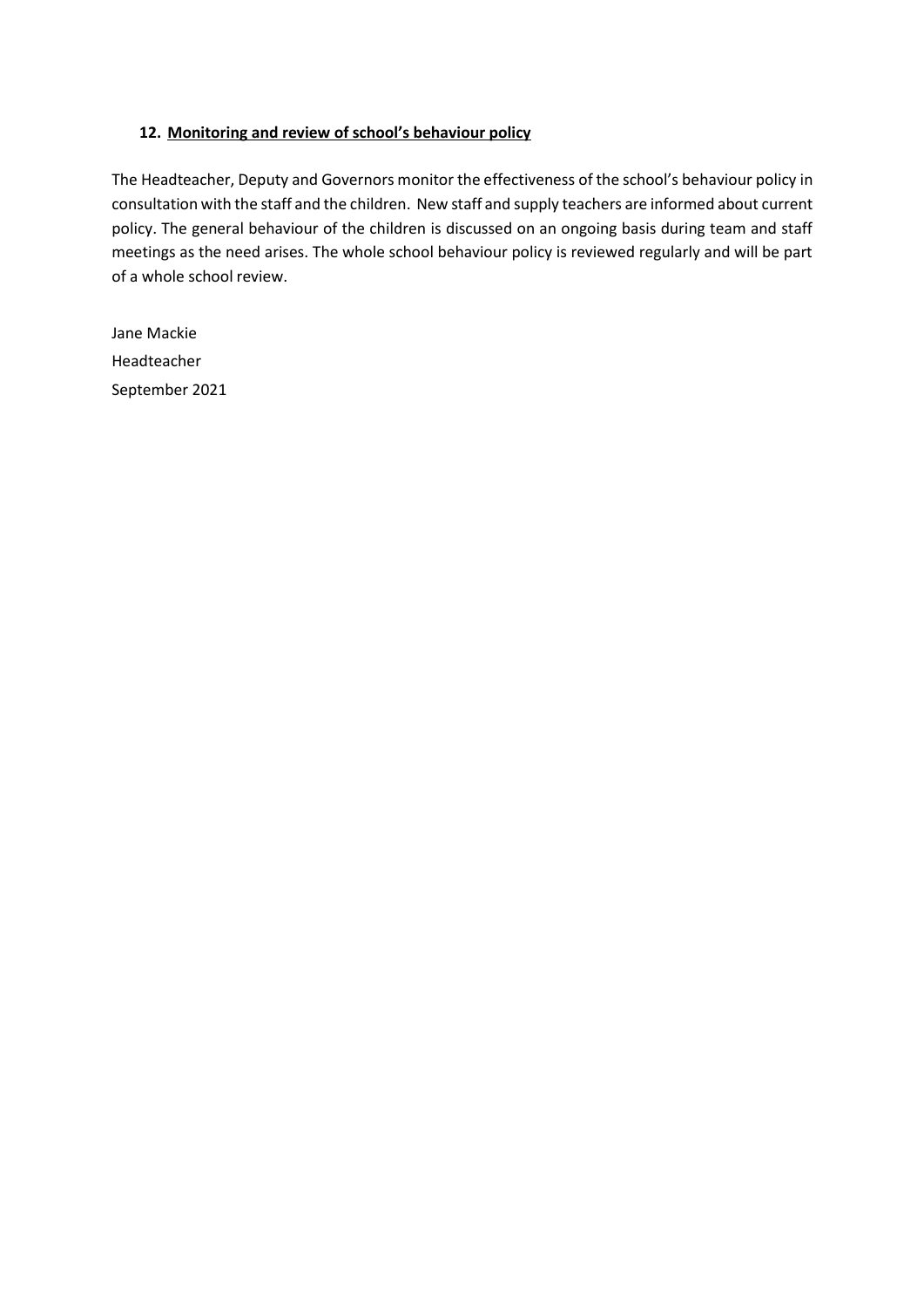## 12. Monitoring and review of school's behaviour policy

The Headteacher, Deputy and Governors monitor the effectiveness of the school's behaviour policy in consultation with the staff and the children. New staff and supply teachers are informed about current policy. The general behaviour of the children is discussed on an ongoing basis during team and staff meetings as the need arises. The whole school behaviour policy is reviewed regularly and will be part of a whole school review.

Jane Mackie
Headteacher
September 2021